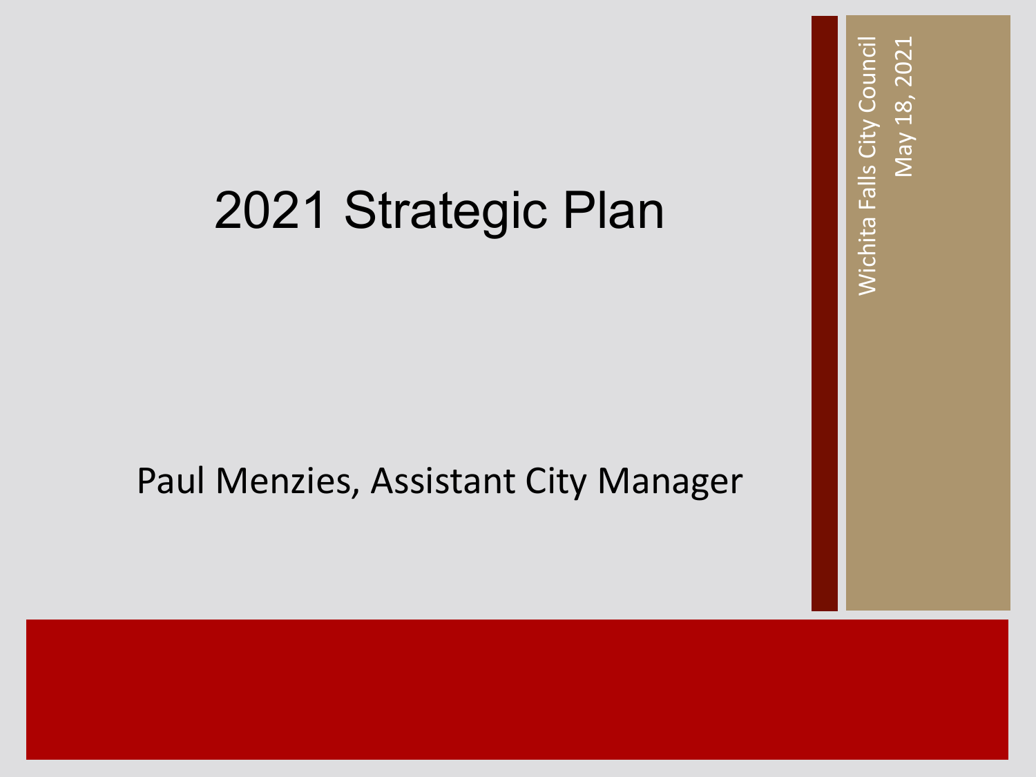# 2021 Strategic Plan

Paul Menzies, Assistant City Manager

Wichita Falls City Council
May 18, 2021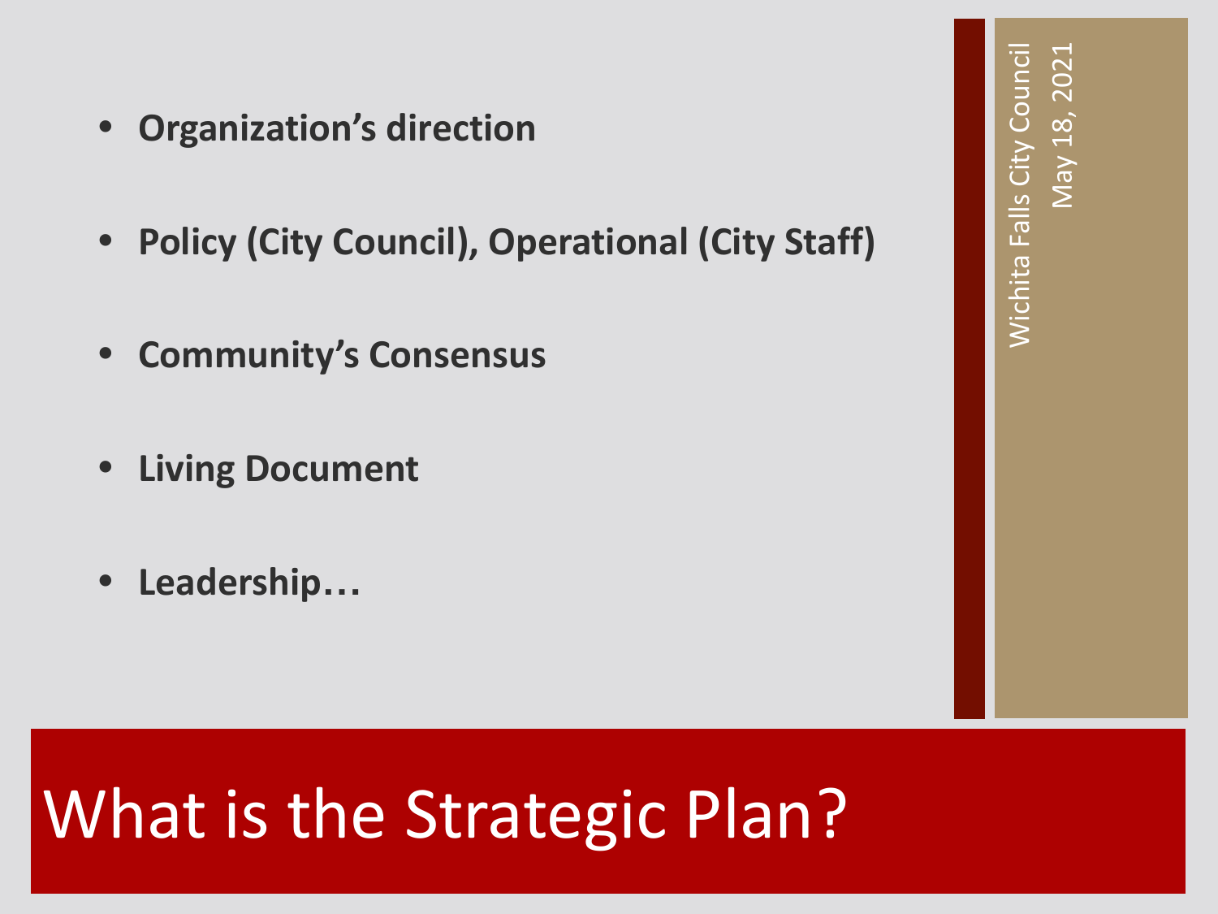# What is the Strategic Plan?

- **Organization's direction**
- **Policy (City Council), Operational (City Staff)**
- **Community's Consensus**
- **Living Document**
- **Leadership…**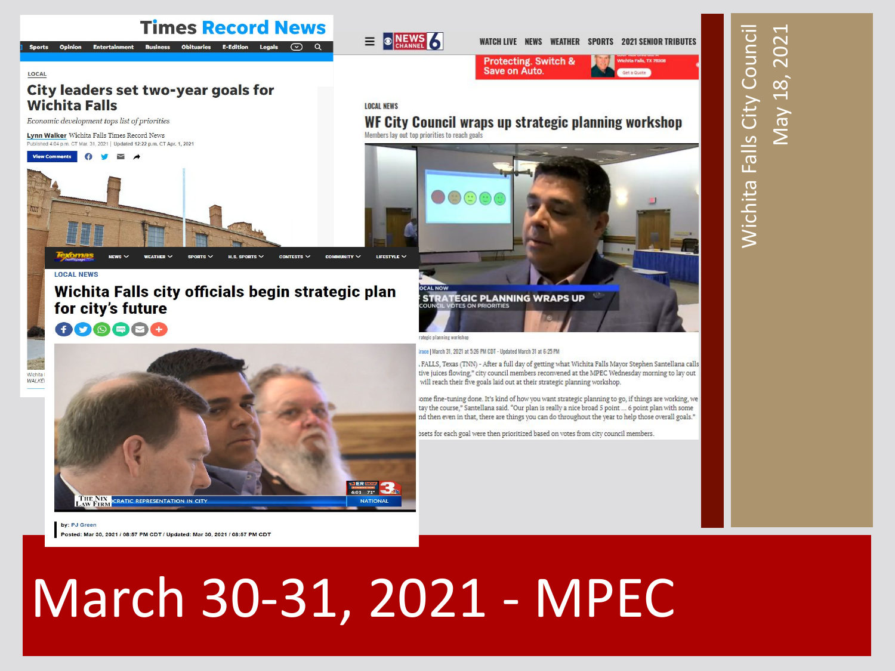Wichita Falls City Council
May 18, 2021

# March 30-31, 2021 - MPEC

**Times Record News**

Sports | Opinion | Entertainment | Business | Obituaries | E-Edition | Legals

LOCAL

## City leaders set two-year goals for Wichita Falls

*Economic development tops list of priorities*

Lynn Walker Wichita Falls Times Record News

Published 4:04 p.m. CT Mar. 31, 2021 | Updated 12:22 p.m. CT Apr. 1, 2021

View Comments

**Texomas homepage.com**

NEWS | WEATHER | SPORTS | H.S. SPORTS | CONTESTS | COMMUNITY | LIFESTYLE

LOCAL NEWS

## Wichita Falls city officials begin strategic plan for city's future

by: PJ Green

Posted: Mar 30, 2021 / 08:57 PM CDT / Updated: Mar 30, 2021 / 08:57 PM CDT

**NEWS CHANNEL 6**

WATCH LIVE | NEWS | WEATHER | SPORTS | 2021 SENIOR TRIBUTES

LOCAL NEWS

## WF City Council wraps up strategic planning workshop

Members lay out top priorities to reach goals

...race | March 31, 2021 at 5:26 PM CDT - Updated March 31 at 6:25 PM

...FALLS, Texas (TNN) - After a full day of getting what Wichita Falls Mayor Stephen Santellana calls ...tive juices flowing," city council members reconvened at the MPEC Wednesday morning to lay out ... will reach their five goals laid out at their strategic planning workshop.

...some fine-tuning done. It's kind of how you want strategic planning to go, if things are working, we ...tay the course," Santellana said. "Our plan is really a nice broad 5 point ... 6 point plan with some ...nd then even in that, there are things you can do throughout the year to help those overall goals."

...bsets for each goal were then prioritized based on votes from city council members.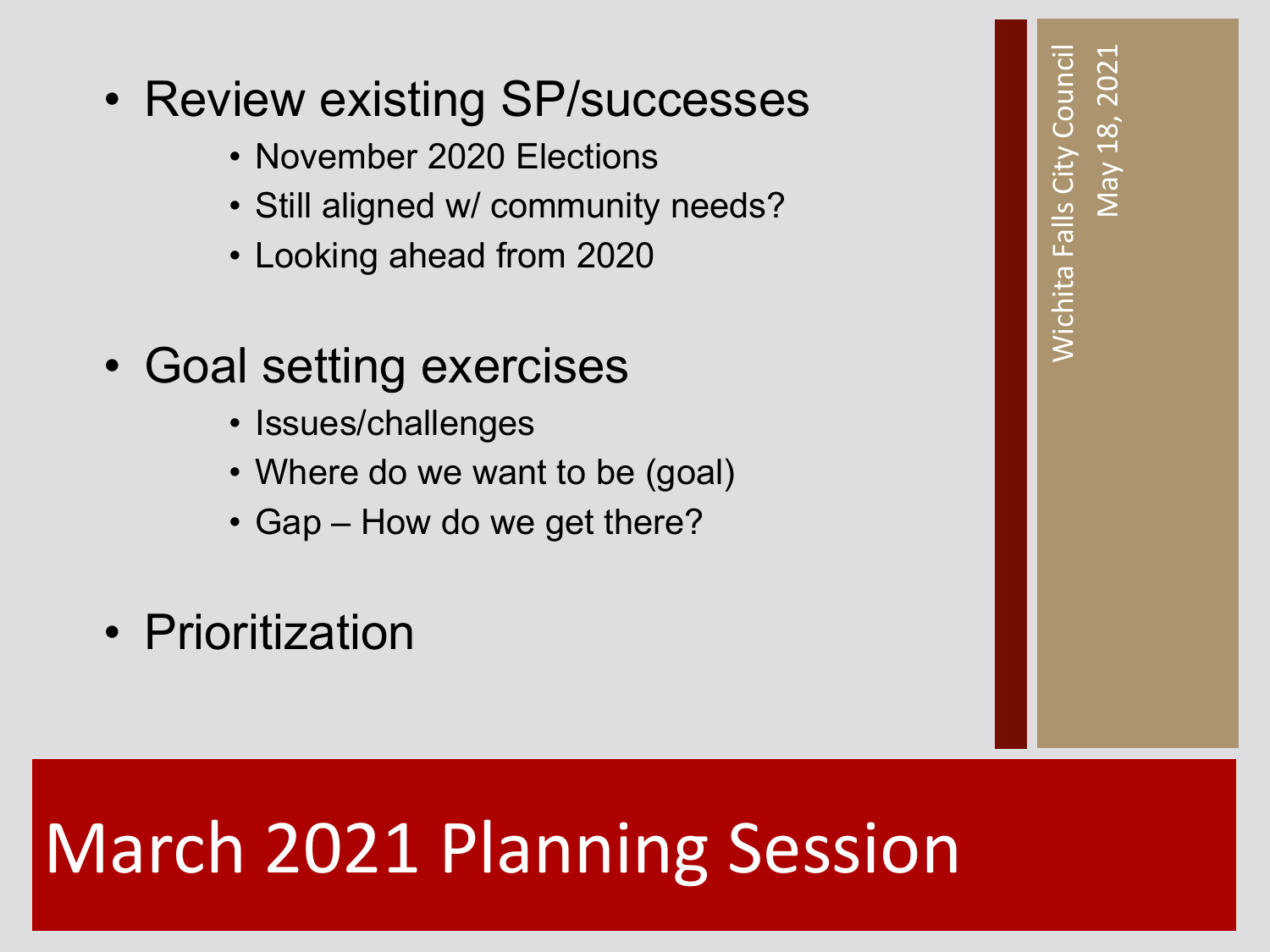# March 2021 Planning Session

- Review existing SP/successes
  - November 2020 Elections
  - Still aligned w/ community needs?
  - Looking ahead from 2020
- Goal setting exercises
  - Issues/challenges
  - Where do we want to be (goal)
  - Gap – How do we get there?
- Prioritization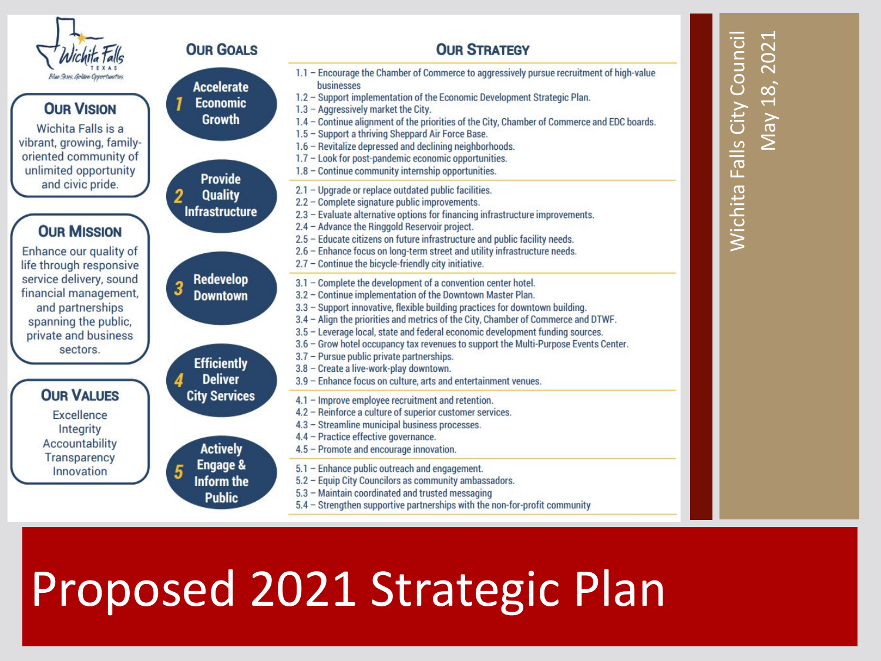# Proposed 2021 Strategic Plan

Wichita Falls City Council
May 18, 2021

Wichita Falls TEXAS
*Blue Skies. Golden Opportunities.*

## Our Vision

Wichita Falls is a vibrant, growing, family-oriented community of unlimited opportunity and civic pride.

## Our Mission

Enhance our quality of life through responsive service delivery, sound financial management, and partnerships spanning the public, private and business sectors.

## Our Values

- Excellence
- Integrity
- Accountability
- Transparency
- Innovation

## Our Goals / Our Strategy

### 1 Accelerate Economic Growth

- 1.1 – Encourage the Chamber of Commerce to aggressively pursue recruitment of high-value businesses
- 1.2 – Support implementation of the Economic Development Strategic Plan.
- 1.3 – Aggressively market the City.
- 1.4 – Continue alignment of the priorities of the City, Chamber of Commerce and EDC boards.
- 1.5 – Support a thriving Sheppard Air Force Base.
- 1.6 – Revitalize depressed and declining neighborhoods.
- 1.7 – Look for post-pandemic economic opportunities.
- 1.8 – Continue community internship opportunities.

### 2 Provide Quality Infrastructure

- 2.1 – Upgrade or replace outdated public facilities.
- 2.2 – Complete signature public improvements.
- 2.3 – Evaluate alternative options for financing infrastructure improvements.
- 2.4 – Advance the Ringgold Reservoir project.
- 2.5 – Educate citizens on future infrastructure and public facility needs.
- 2.6 – Enhance focus on long-term street and utility infrastructure needs.
- 2.7 – Continue the bicycle-friendly city initiative.

### 3 Redevelop Downtown

- 3.1 – Complete the development of a convention center hotel.
- 3.2 – Continue implementation of the Downtown Master Plan.
- 3.3 – Support innovative, flexible building practices for downtown building.
- 3.4 – Align the priorities and metrics of the City, Chamber of Commerce and DTWF.
- 3.5 – Leverage local, state and federal economic development funding sources.
- 3.6 – Grow hotel occupancy tax revenues to support the Multi-Purpose Events Center.
- 3.7 – Pursue public private partnerships.
- 3.8 – Create a live-work-play downtown.
- 3.9 – Enhance focus on culture, arts and entertainment venues.

### 4 Efficiently Deliver City Services

- 4.1 – Improve employee recruitment and retention.
- 4.2 – Reinforce a culture of superior customer services.
- 4.3 – Streamline municipal business processes.
- 4.4 – Practice effective governance.
- 4.5 – Promote and encourage innovation.

### 5 Actively Engage & Inform the Public

- 5.1 – Enhance public outreach and engagement.
- 5.2 – Equip City Councilors as community ambassadors.
- 5.3 – Maintain coordinated and trusted messaging
- 5.4 – Strengthen supportive partnerships with the non-for-profit community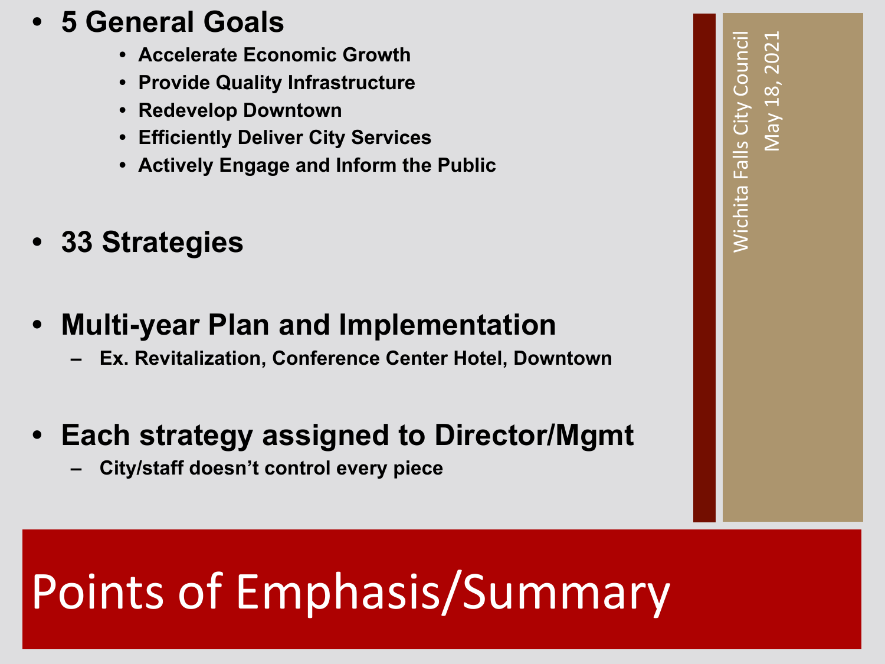# Points of Emphasis/Summary

- **5 General Goals**
  - **Accelerate Economic Growth**
  - **Provide Quality Infrastructure**
  - **Redevelop Downtown**
  - **Efficiently Deliver City Services**
  - **Actively Engage and Inform the Public**
- **33 Strategies**
- **Multi-year Plan and Implementation**
  - **Ex. Revitalization, Conference Center Hotel, Downtown**
- **Each strategy assigned to Director/Mgmt**
  - **City/staff doesn't control every piece**

Wichita Falls City Council
May 18, 2021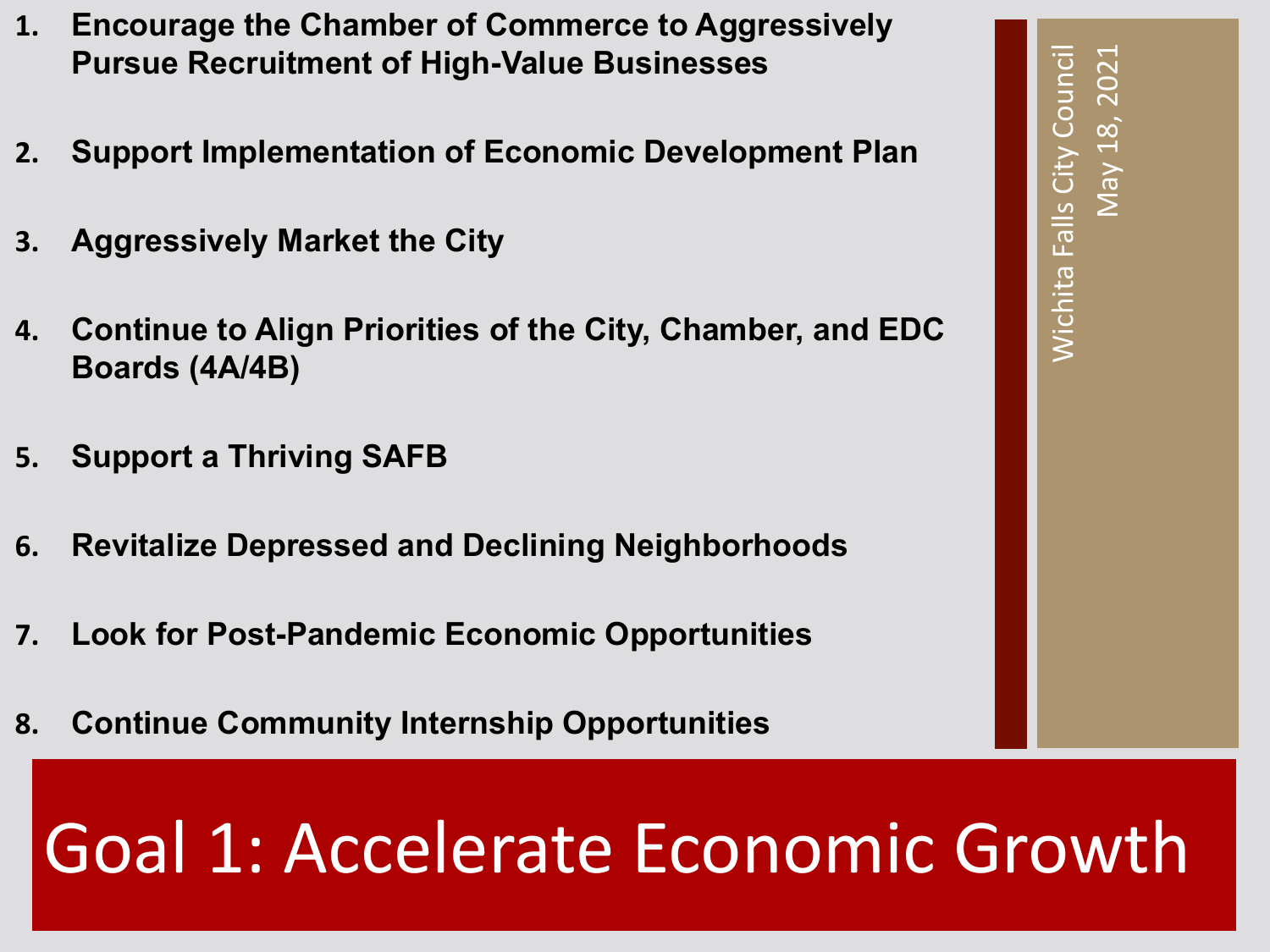# Goal 1: Accelerate Economic Growth

1. **Encourage the Chamber of Commerce to Aggressively Pursue Recruitment of High-Value Businesses**
2. **Support Implementation of Economic Development Plan**
3. **Aggressively Market the City**
4. **Continue to Align Priorities of the City, Chamber, and EDC Boards (4A/4B)**
5. **Support a Thriving SAFB**
6. **Revitalize Depressed and Declining Neighborhoods**
7. **Look for Post-Pandemic Economic Opportunities**
8. **Continue Community Internship Opportunities**

Wichita Falls City Council
May 18, 2021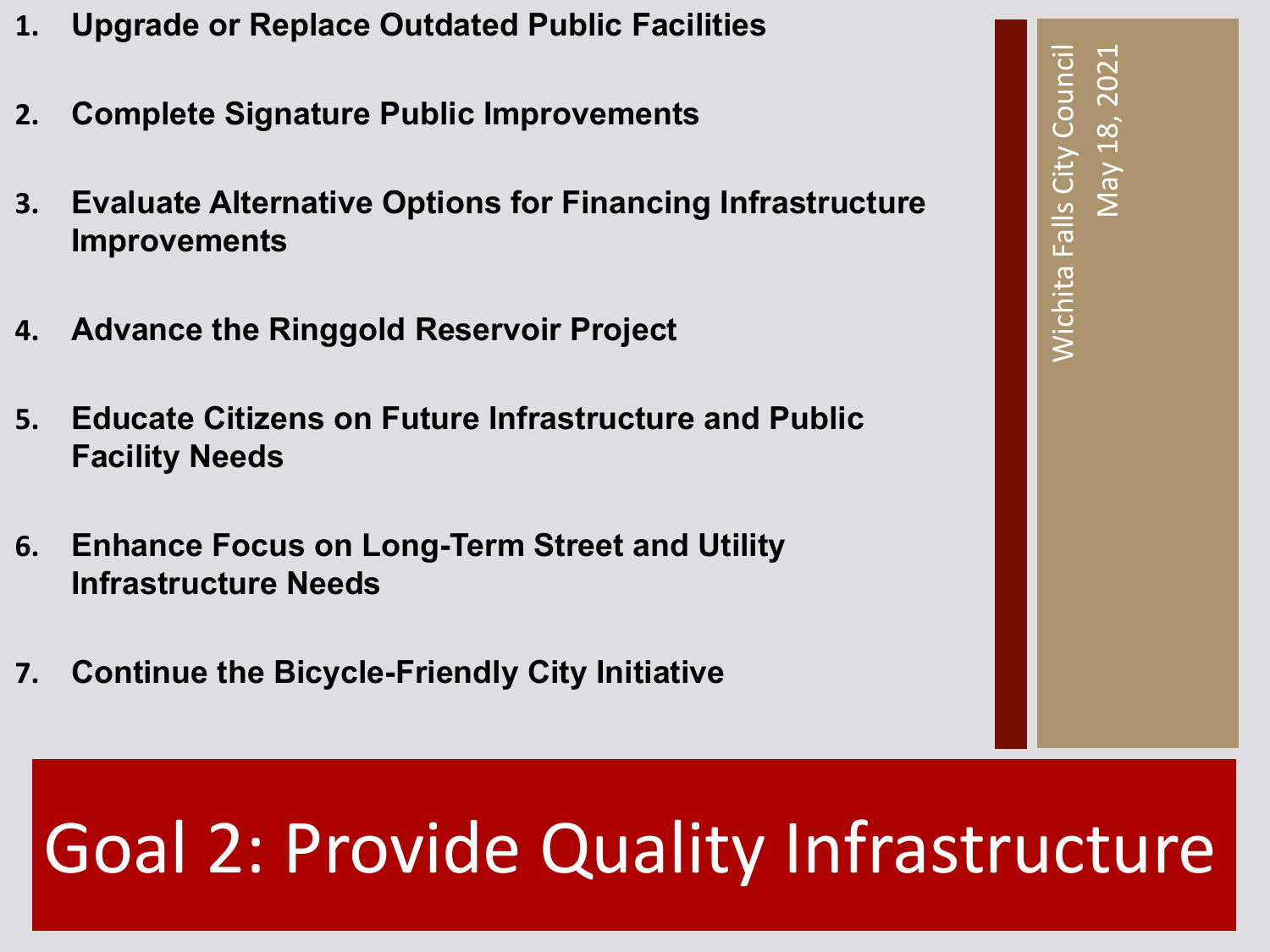# Goal 2: Provide Quality Infrastructure

1. **Upgrade or Replace Outdated Public Facilities**
2. **Complete Signature Public Improvements**
3. **Evaluate Alternative Options for Financing Infrastructure Improvements**
4. **Advance the Ringgold Reservoir Project**
5. **Educate Citizens on Future Infrastructure and Public Facility Needs**
6. **Enhance Focus on Long-Term Street and Utility Infrastructure Needs**
7. **Continue the Bicycle-Friendly City Initiative**

Wichita Falls City Council
May 18, 2021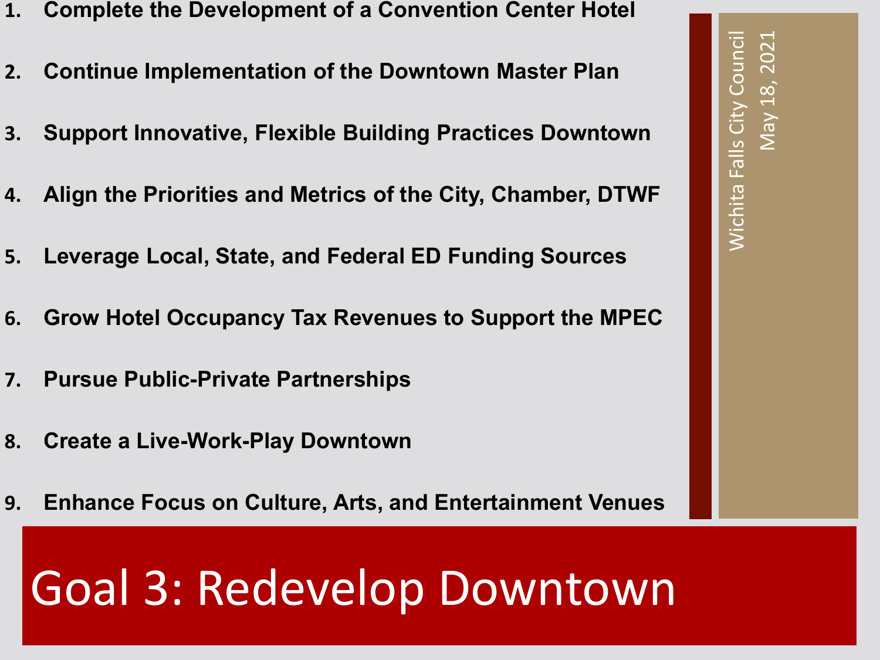# Goal 3: Redevelop Downtown

1. **Complete the Development of a Convention Center Hotel**
2. **Continue Implementation of the Downtown Master Plan**
3. **Support Innovative, Flexible Building Practices Downtown**
4. **Align the Priorities and Metrics of the City, Chamber, DTWF**
5. **Leverage Local, State, and Federal ED Funding Sources**
6. **Grow Hotel Occupancy Tax Revenues to Support the MPEC**
7. **Pursue Public-Private Partnerships**
8. **Create a Live-Work-Play Downtown**
9. **Enhance Focus on Culture, Arts, and Entertainment Venues**

Wichita Falls City Council
May 18, 2021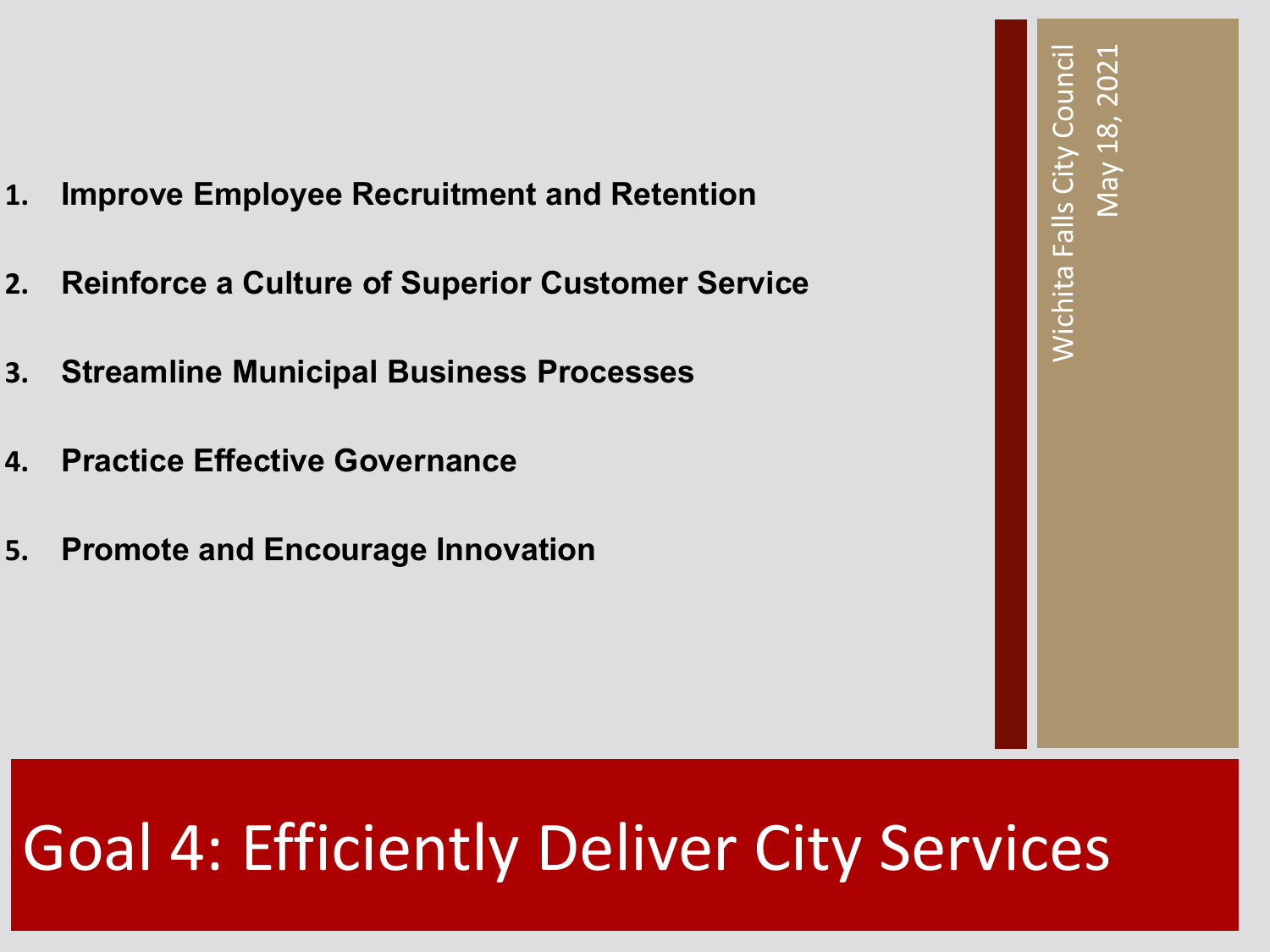# Goal 4: Efficiently Deliver City Services

Wichita Falls City Council
May 18, 2021

1. **Improve Employee Recruitment and Retention**
2. **Reinforce a Culture of Superior Customer Service**
3. **Streamline Municipal Business Processes**
4. **Practice Effective Governance**
5. **Promote and Encourage Innovation**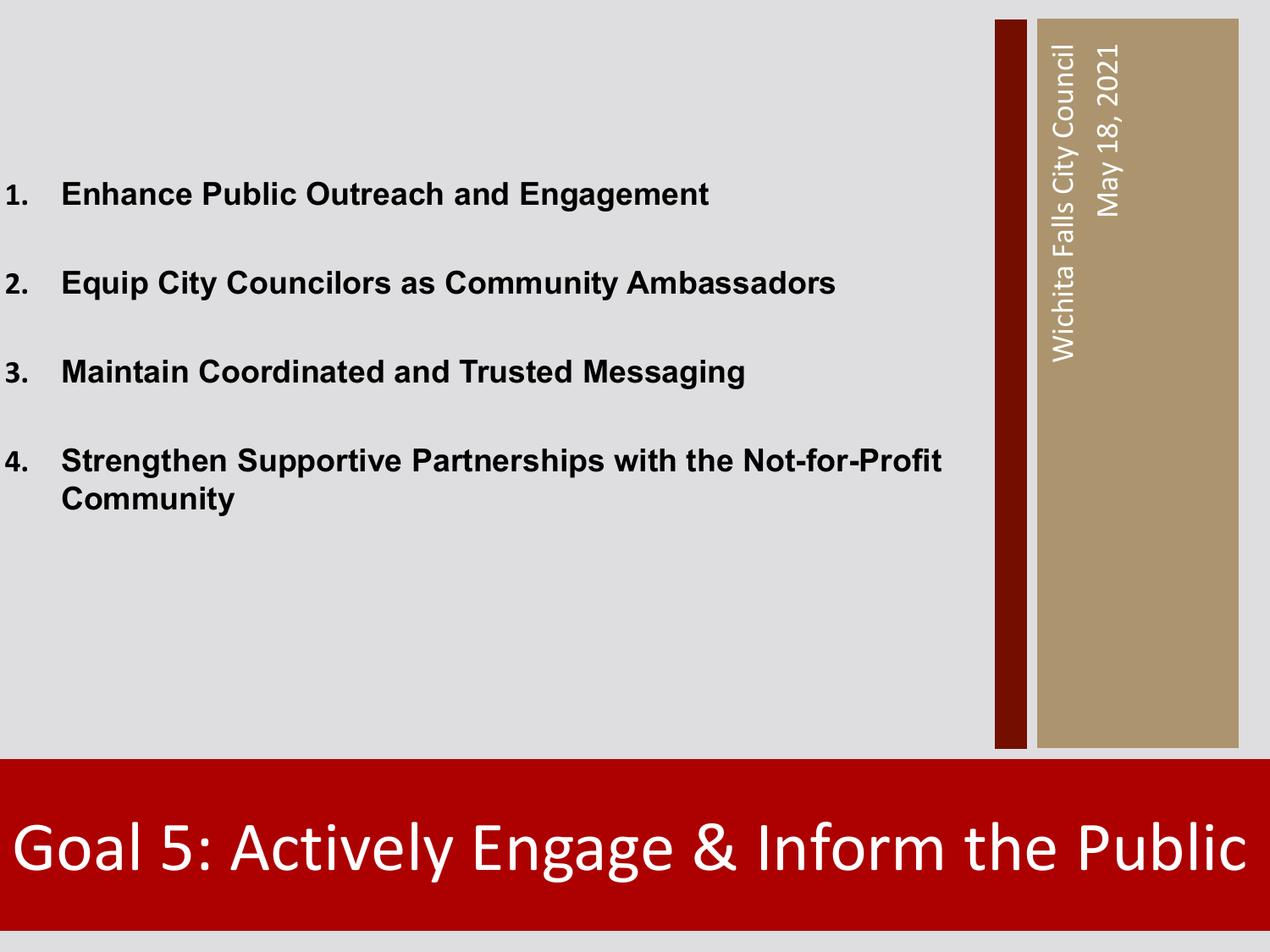# Goal 5: Actively Engage & Inform the Public

1. **Enhance Public Outreach and Engagement**
2. **Equip City Councilors as Community Ambassadors**
3. **Maintain Coordinated and Trusted Messaging**
4. **Strengthen Supportive Partnerships with the Not-for-Profit Community**

Wichita Falls City Council
May 18, 2021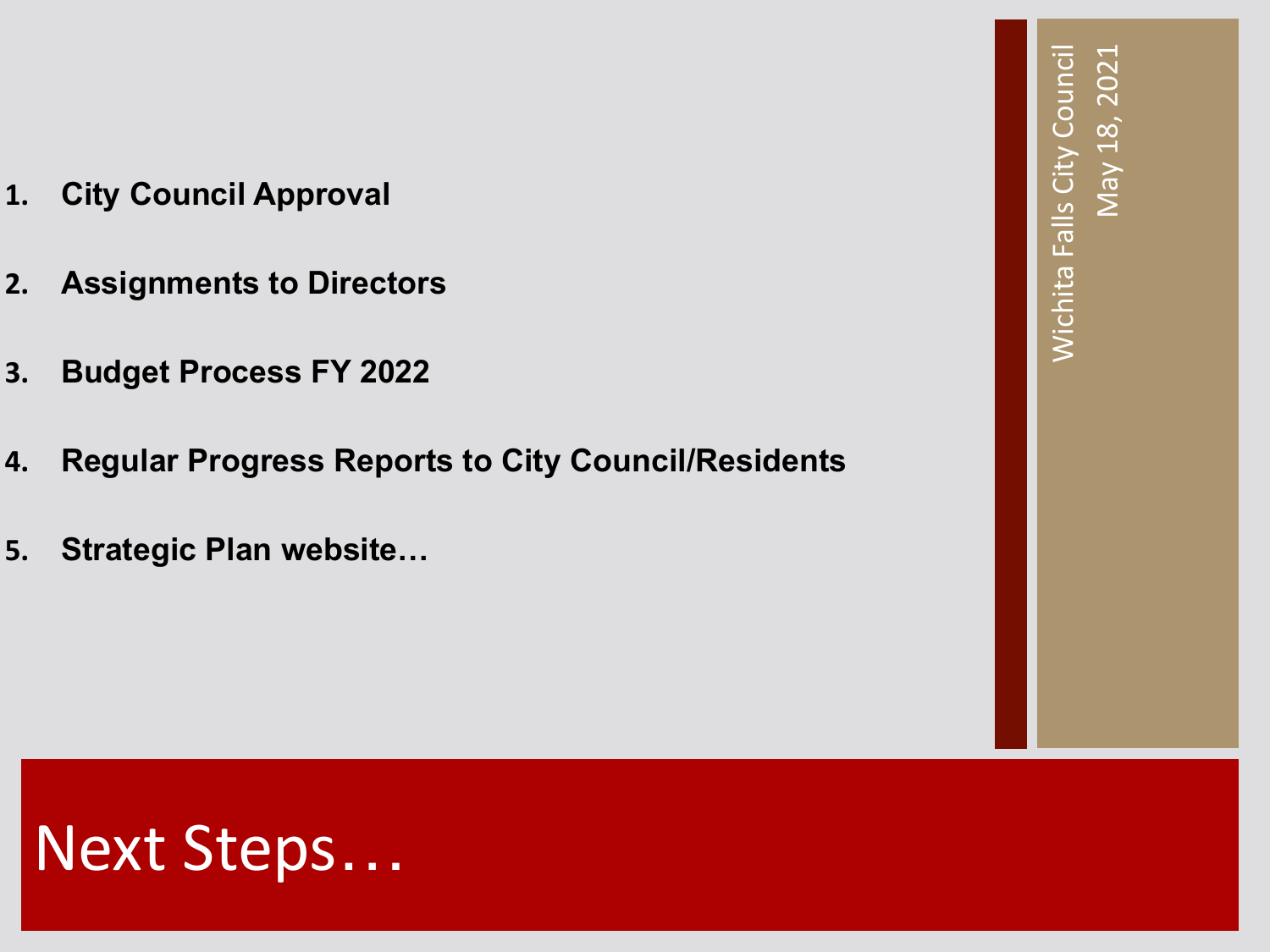# Next Steps…

1. **City Council Approval**
2. **Assignments to Directors**
3. **Budget Process FY 2022**
4. **Regular Progress Reports to City Council/Residents**
5. **Strategic Plan website…**

Wichita Falls City Council
May 18, 2021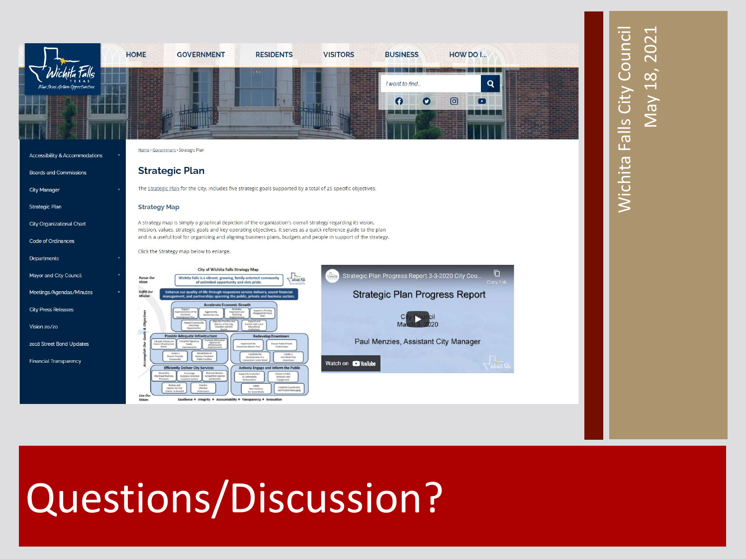HOME GOVERNMENT RESIDENTS VISITORS BUSINESS HOW DO I...

Accessibility & Accommodations
Boards and Commissions
City Manager
Strategic Plan
City Organizational Chart
Code of Ordinances
Departments
Mayor and City Council
Meetings/Agendas/Minutes
City Press Releases
Vision 20/20
2018 Street Bond Updates
Financial Transparency

Home › Government › Strategic Plan

## Strategic Plan

The Strategic Plan for the City, includes five strategic goals supported by a total of 25 specific objectives.

### Strategy Map

A strategy map is simply a graphical depiction of the organization's overall strategy regarding its vision, mission, values, strategic goals and key operating objectives. It serves as a quick reference guide to the plan and is a useful tool for organizing and aligning business plans, budgets and people in support of the strategy.

Click the Strategy map below to enlarge.

Strategic Plan Progress Report 3-3-2020 City Cou...

Strategic Plan Progress Report

City Council
March 3, 2020

Paul Menzies, Assistant City Manager

Wichita Falls City Council
May 18, 2021

# Questions/Discussion?